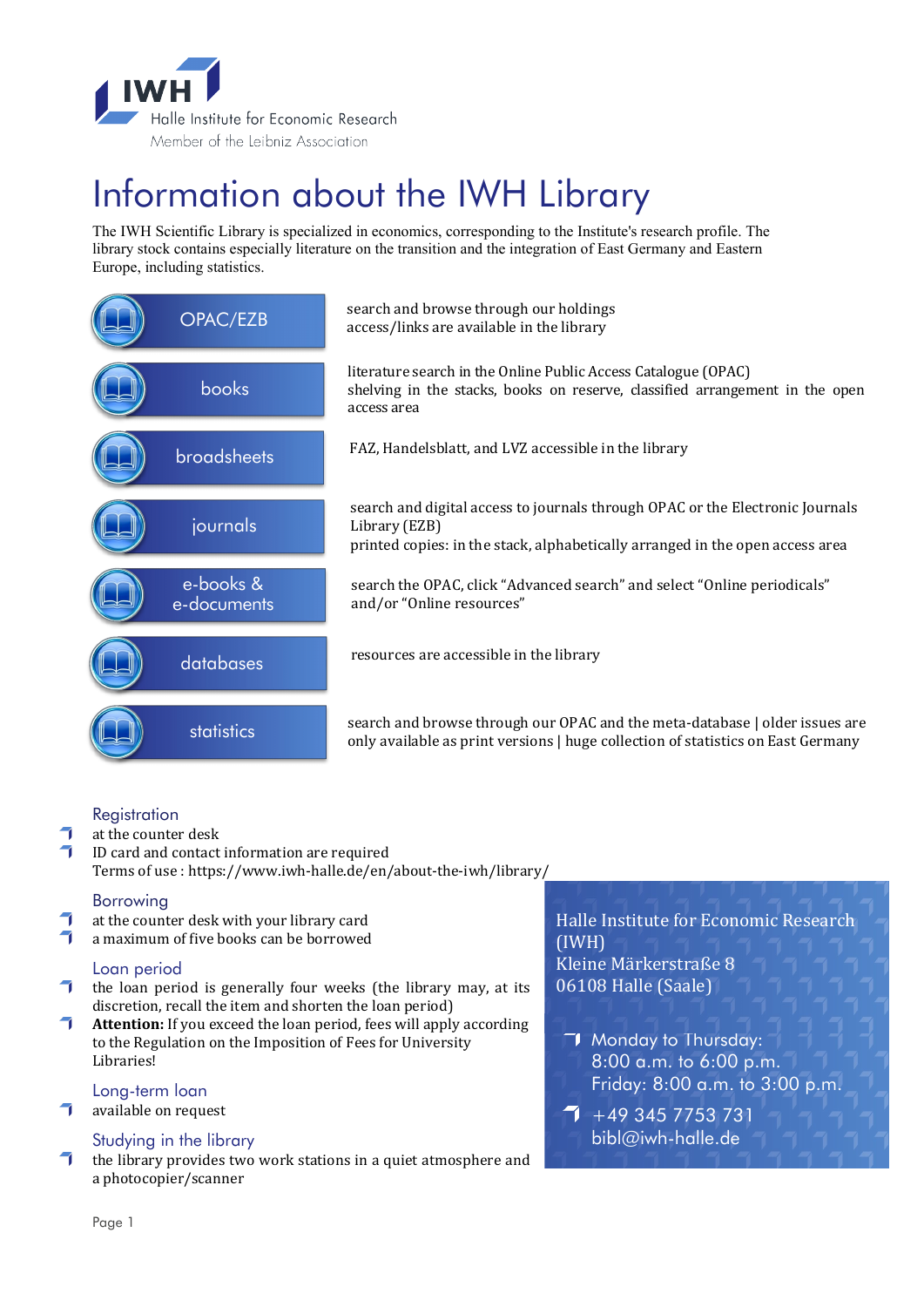IWH

Halle Institute for Economic Research

Member of the Leibniz Association

# Information about the IWH Library

The IWH Scientific Library is specialized in economics, corresponding to the Institute's research profile. The library stock contains especially literature on the transition and the integration of East Germany and Eastern Europe, including statistics.

| | |
|---|---|
| OPAC/EZB | search and browse through our holdings<br>access/links are available in the library |
| books | literature search in the Online Public Access Catalogue (OPAC)<br>shelving in the stacks, books on reserve, classified arrangement in the open access area |
| broadsheets | FAZ, Handelsblatt, and LVZ accessible in the library |
| journals | search and digital access to journals through OPAC or the Electronic Journals Library (EZB)<br>printed copies: in the stack, alphabetically arranged in the open access area |
| e-books & e-documents | search the OPAC, click "Advanced search" and select "Online periodicals" and/or "Online resources" |
| databases | resources are accessible in the library |
| statistics | search and browse through our OPAC and the meta-database \| older issues are only available as print versions \| huge collection of statistics on East Germany |

## Registration

- at the counter desk
- ID card and contact information are required

Terms of use : https://www.iwh-halle.de/en/about-the-iwh/library/

## Borrowing

- at the counter desk with your library card
- a maximum of five books can be borrowed

## Loan period

- the loan period is generally four weeks (the library may, at its discretion, recall the item and shorten the loan period)
- **Attention:** If you exceed the loan period, fees will apply according to the Regulation on the Imposition of Fees for University Libraries!

## Long-term loan

- available on request

## Studying in the library

- the library provides two work stations in a quiet atmosphere and a photocopier/scanner

Halle Institute for Economic Research (IWH)
Kleine Märkerstraße 8
06108 Halle (Saale)

- Monday to Thursday:
  8:00 a.m. to 6:00 p.m.
  Friday: 8:00 a.m. to 3:00 p.m.
- +49 345 7753 731
  bibl@iwh-halle.de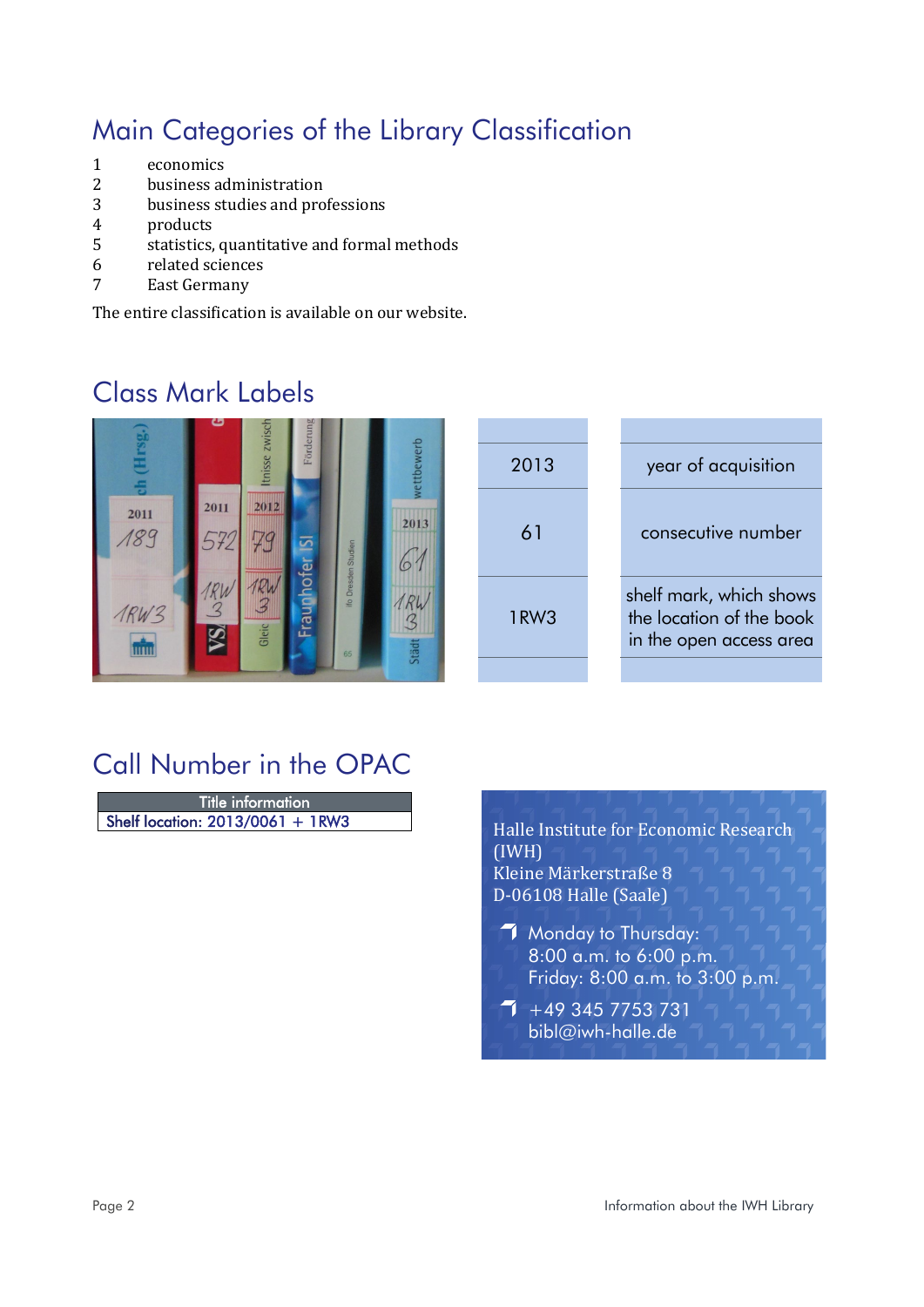## Main Categories of the Library Classification

| | |
|---|---|
| 1 | economics |
| 2 | business administration |
| 3 | business studies and professions |
| 4 | products |
| 5 | statistics, quantitative and formal methods |
| 6 | related sciences |
| 7 | East Germany |

The entire classification is available on our website.

## Class Mark Labels

| | |
|---|---|
| 2013 | year of acquisition |
| 61 | consecutive number |
| 1RW3 | shelf mark, which shows the location of the book in the open access area |

## Call Number in the OPAC

| Title information |
|---|
| Shelf location: 2013/0061 + 1RW3 |

Halle Institute for Economic Research (IWH)
Kleine Märkerstraße 8
D-06108 Halle (Saale)

Monday to Thursday:
8:00 a.m. to 6:00 p.m.
Friday: 8:00 a.m. to 3:00 p.m.

+49 345 7753 731
bibl@iwh-halle.de